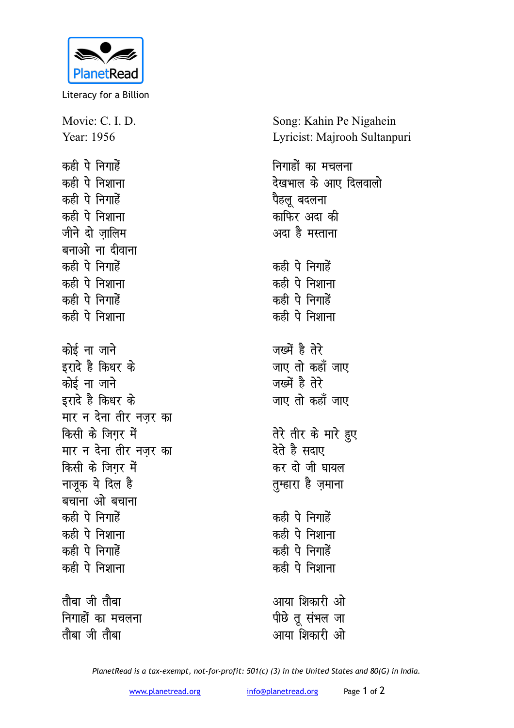Literacy for a Billion

Movie: C. I. D.
Year: 1956

Song: Kahin Pe Nigahein
Lyricist: Majrooh Sultanpuri

कही पे निगाहें
कही पे निशाना
कही पे निगाहें
कही पे निशाना
जीने दो ज़ालिम
बनाओ ना दीवाना
कही पे निगाहें
कही पे निशाना
कही पे निगाहें
कही पे निशाना

कोई ना जाने
इरादे है किधर के
कोई ना जाने
इरादे है किधर के
मार न देना तीर नज़र का
किसी के जिग़र में
मार न देना तीर नज़र का
किसी के जिग़र में
नाजूक ये दिल है
बचाना ओ बचाना
कही पे निगाहें
कही पे निशाना
कही पे निगाहें
कही पे निशाना

तौबा जी तौबा
निगाहों का मचलना
तौबा जी तौबा
निगाहों का मचलना
देखभाल के आए दिलवालो
पैहलू बदलना
काफिर अदा की
अदा है मस्ताना

कही पे निगाहें
कही पे निशाना
कही पे निगाहें
कही पे निशाना

जख्में है तेरे
जाए तो कहाँ जाए
जख्में है तेरे
जाए तो कहाँ जाए

तेरे तीर के मारे हुए
देते है सदाए
कर दो जी घायल
तुम्हारा है ज़माना

कही पे निगाहें
कही पे निशाना
कही पे निगाहें
कही पे निशाना

आया शिकारी ओ
पीछे तू संभल जा
आया शिकारी ओ

*PlanetRead is a tax-exempt, not-for-profit: 501(c) (3) in the United States and 80(G) in India.*

www.planetread.org info@planetread.org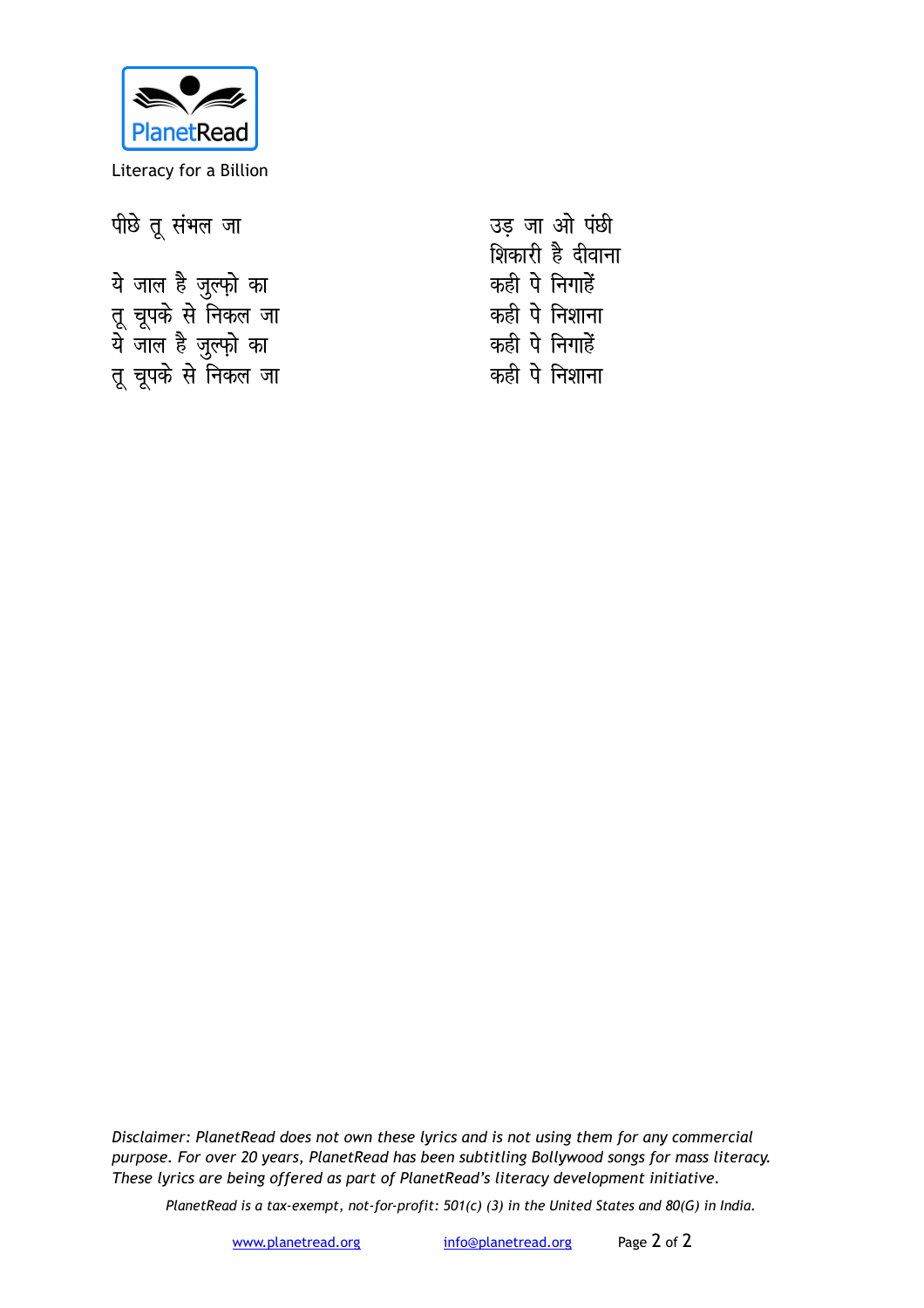Literacy for a Billion

पीछे तू संभल जा

ये जाल है ज़ुल्फ़ो का
तू चूपके से निकल जा
ये जाल है ज़ुल्फ़ो का
तू चूपके से निकल जा

उड़ जा ओ पंछी
शिकारी है दीवाना
कही पे निगाहें
कही पे निशाना
कही पे निगाहें
कही पे निशाना

*Disclaimer: PlanetRead does not own these lyrics and is not using them for any commercial purpose. For over 20 years, PlanetRead has been subtitling Bollywood songs for mass literacy. These lyrics are being offered as part of PlanetRead's literacy development initiative.*

*PlanetRead is a tax-exempt, not-for-profit: 501(c) (3) in the United States and 80(G) in India.*

www.planetread.org    info@planetread.org